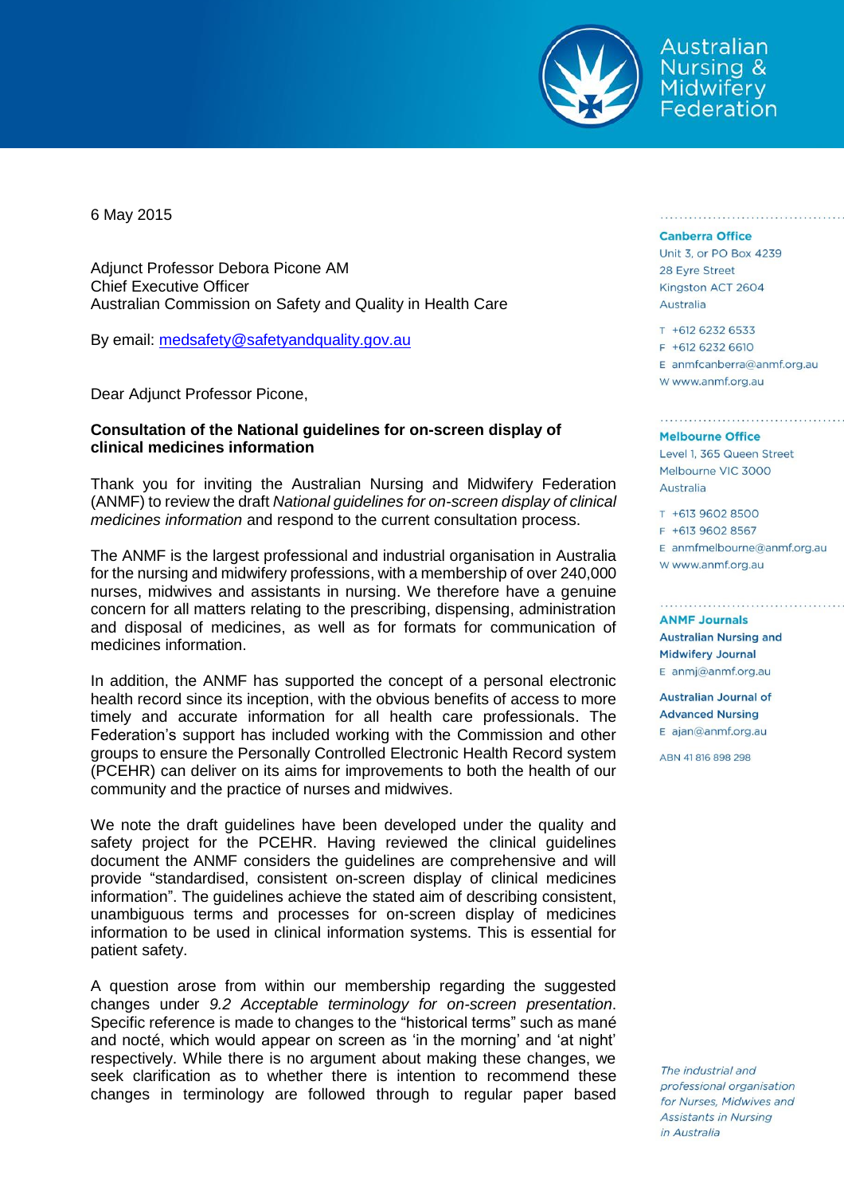Australian Nursing & Midwifery Federation

6 May 2015

Adjunct Professor Debora Picone AM
Chief Executive Officer
Australian Commission on Safety and Quality in Health Care

By email: medsafety@safetyandquality.gov.au

Dear Adjunct Professor Picone,

**Consultation of the National guidelines for on-screen display of clinical medicines information**

Thank you for inviting the Australian Nursing and Midwifery Federation (ANMF) to review the draft *National guidelines for on-screen display of clinical medicines information* and respond to the current consultation process.

The ANMF is the largest professional and industrial organisation in Australia for the nursing and midwifery professions, with a membership of over 240,000 nurses, midwives and assistants in nursing. We therefore have a genuine concern for all matters relating to the prescribing, dispensing, administration and disposal of medicines, as well as for formats for communication of medicines information.

In addition, the ANMF has supported the concept of a personal electronic health record since its inception, with the obvious benefits of access to more timely and accurate information for all health care professionals. The Federation's support has included working with the Commission and other groups to ensure the Personally Controlled Electronic Health Record system (PCEHR) can deliver on its aims for improvements to both the health of our community and the practice of nurses and midwives.

We note the draft guidelines have been developed under the quality and safety project for the PCEHR. Having reviewed the clinical guidelines document the ANMF considers the guidelines are comprehensive and will provide "standardised, consistent on-screen display of clinical medicines information". The guidelines achieve the stated aim of describing consistent, unambiguous terms and processes for on-screen display of medicines information to be used in clinical information systems. This is essential for patient safety.

A question arose from within our membership regarding the suggested changes under *9.2 Acceptable terminology for on-screen presentation*. Specific reference is made to changes to the "historical terms" such as mané and nocté, which would appear on screen as 'in the morning' and 'at night' respectively. While there is no argument about making these changes, we seek clarification as to whether there is intention to recommend these changes in terminology are followed through to regular paper based

**Canberra Office**
Unit 3, or PO Box 4239
28 Eyre Street
Kingston ACT 2604
Australia

T +612 6232 6533
F +612 6232 6610
E anmfcanberra@anmf.org.au
W www.anmf.org.au

**Melbourne Office**
Level 1, 365 Queen Street
Melbourne VIC 3000
Australia

T +613 9602 8500
F +613 9602 8567
E anmfmelbourne@anmf.org.au
W www.anmf.org.au

**ANMF Journals**
**Australian Nursing and Midwifery Journal**
E anmj@anmf.org.au

**Australian Journal of Advanced Nursing**
E ajan@anmf.org.au

ABN 41 816 898 298

*The industrial and professional organisation for Nurses, Midwives and Assistants in Nursing in Australia*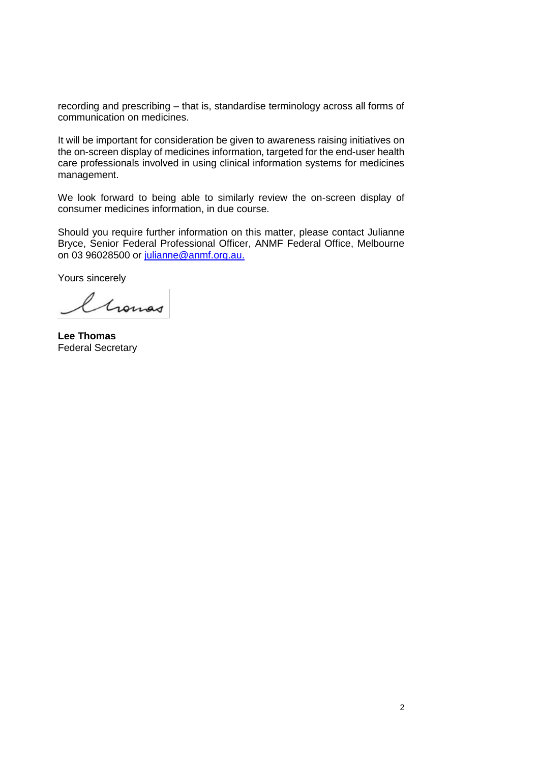recording and prescribing – that is, standardise terminology across all forms of communication on medicines.

It will be important for consideration be given to awareness raising initiatives on the on-screen display of medicines information, targeted for the end-user health care professionals involved in using clinical information systems for medicines management.

We look forward to being able to similarly review the on-screen display of consumer medicines information, in due course.

Should you require further information on this matter, please contact Julianne Bryce, Senior Federal Professional Officer, ANMF Federal Office, Melbourne on 03 96028500 or julianne@anmf.org.au.

Yours sincerely

**Lee Thomas**
Federal Secretary